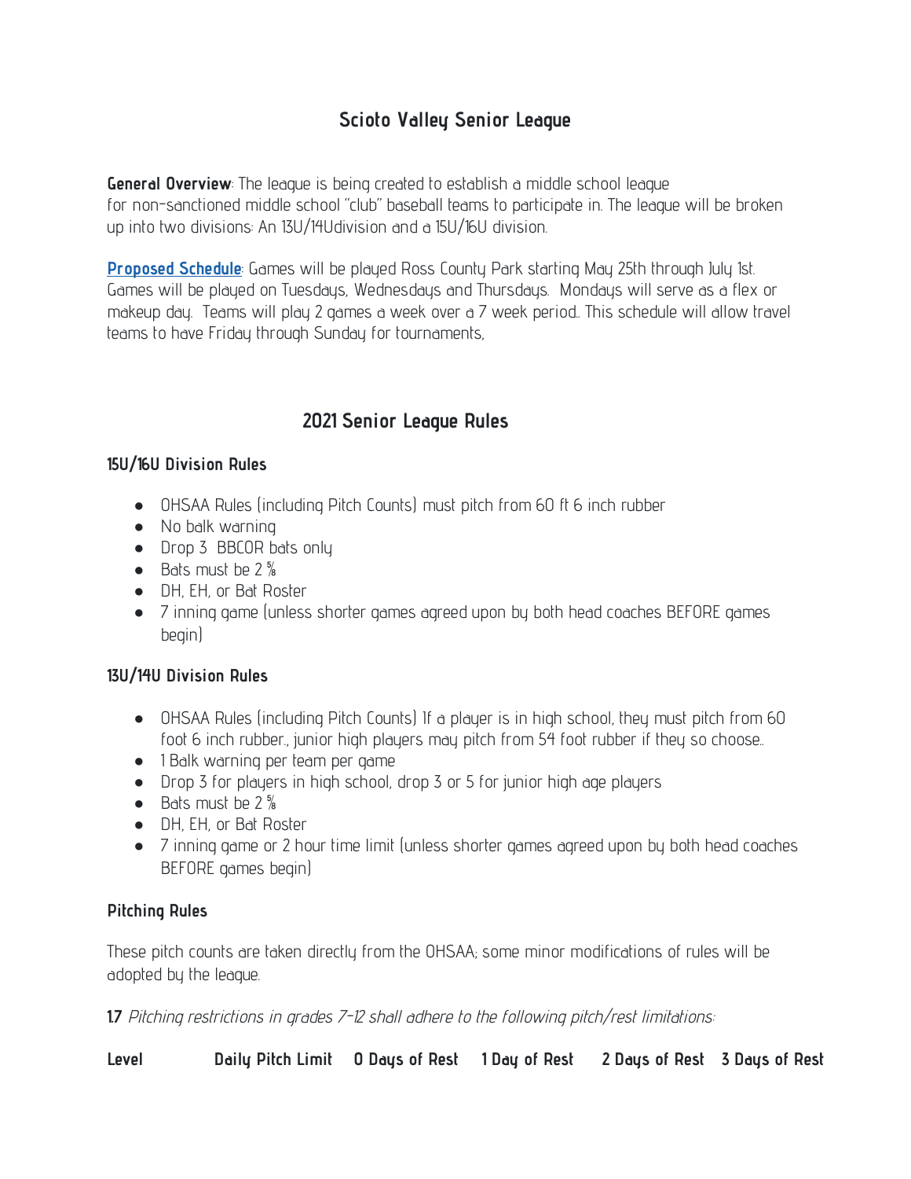# Scioto Valley Senior League

**General Overview**: The league is being created to establish a middle school league for non-sanctioned middle school "club" baseball teams to participate in. The league will be broken up into two divisions: An 13U/14Udivision and a 15U/16U division.

**Proposed Schedule**: Games will be played Ross County Park starting May 25th through July 1st. Games will be played on Tuesdays, Wednesdays and Thursdays. Mondays will serve as a flex or makeup day. Teams will play 2 games a week over a 7 week period.. This schedule will allow travel teams to have Friday through Sunday for tournaments,

## 2021 Senior League Rules

### 15U/16U Division Rules

- OHSAA Rules (including Pitch Counts) must pitch from 60 ft 6 inch rubber
- No balk warning
- Drop 3 BBCOR bats only
- Bats must be 2 ⅝
- DH, EH, or Bat Roster
- 7 inning game (unless shorter games agreed upon by both head coaches BEFORE games begin)

### 13U/14U Division Rules

- OHSAA Rules (including Pitch Counts) If a player is in high school, they must pitch from 60 foot 6 inch rubber., junior high players may pitch from 54 foot rubber if they so choose..
- 1 Balk warning per team per game
- Drop 3 for players in high school, drop 3 or 5 for junior high age players
- Bats must be 2 ⅝
- DH, EH, or Bat Roster
- 7 inning game or 2 hour time limit (unless shorter games agreed upon by both head coaches BEFORE games begin)

### Pitching Rules

These pitch counts are taken directly from the OHSAA; some minor modifications of rules will be adopted by the league.

**1.7** *Pitching restrictions in grades 7-12 shall adhere to the following pitch/rest limitations:*

| Level | Daily Pitch Limit | 0 Days of Rest | 1 Day of Rest | 2 Days of Rest | 3 Days of Rest |
|---|---|---|---|---|---|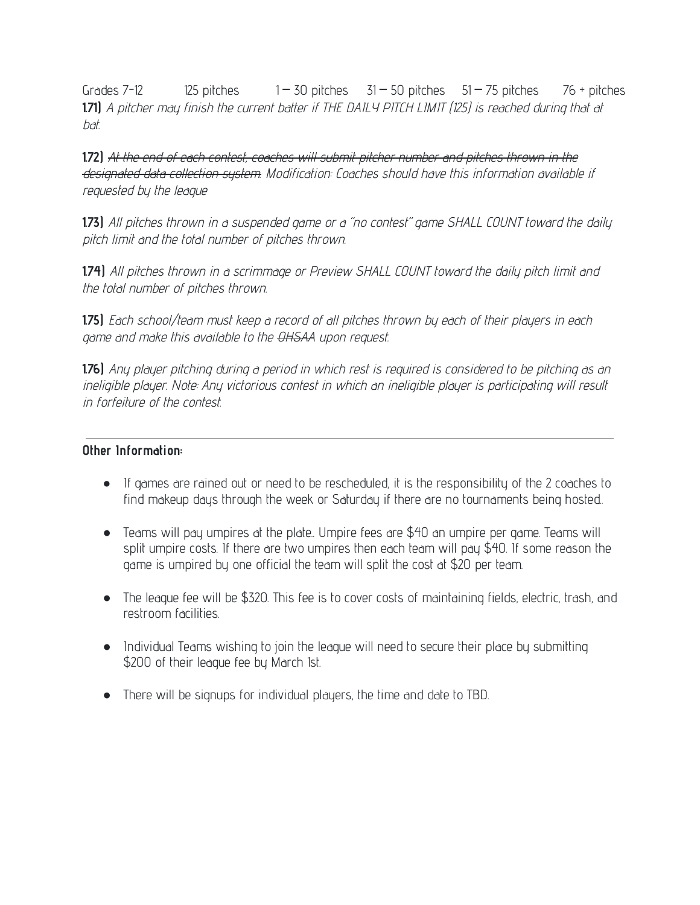| | | | | | |
|---|---|---|---|---|---|
| Grades 7-12 | 125 pitches | 1 – 30 pitches | 31 – 50 pitches | 51 – 75 pitches | 76 + pitches |

**1.71)** *A pitcher may finish the current batter if THE DAILY PITCH LIMIT (125) is reached during that at bat.*

**1.72)** *~~At the end of each contest, coaches will submit pitcher number and pitches thrown in the designated data collection system.~~ Modification: Coaches should have this information available if requested by the league*

**1.73)** *All pitches thrown in a suspended game or a "no contest" game SHALL COUNT toward the daily pitch limit and the total number of pitches thrown.*

**1.74)** *All pitches thrown in a scrimmage or Preview SHALL COUNT toward the daily pitch limit and the total number of pitches thrown.*

**1.75)** *Each school/team must keep a record of all pitches thrown by each of their players in each game and make this available to the ~~OHSAA~~ upon request.*

**1.76)** *Any player pitching during a period in which rest is required is considered to be pitching as an ineligible player. Note: Any victorious contest in which an ineligible player is participating will result in forfeiture of the contest.*

---

**Other Information:**

- If games are rained out or need to be rescheduled, it is the responsibility of the 2 coaches to find makeup days through the week or Saturday if there are no tournaments being hosted..
- Teams will pay umpires at the plate.. Umpire fees are $40 an umpire per game. Teams will split umpire costs. If there are two umpires then each team will pay $40. If some reason the game is umpired by one official the team will split the cost at $20 per team.
- The league fee will be $320. This fee is to cover costs of maintaining fields, electric, trash, and restroom facilities.
- Individual Teams wishing to join the league will need to secure their place by submitting $200 of their league fee by March 1st.
- There will be signups for individual players, the time and date to TBD.